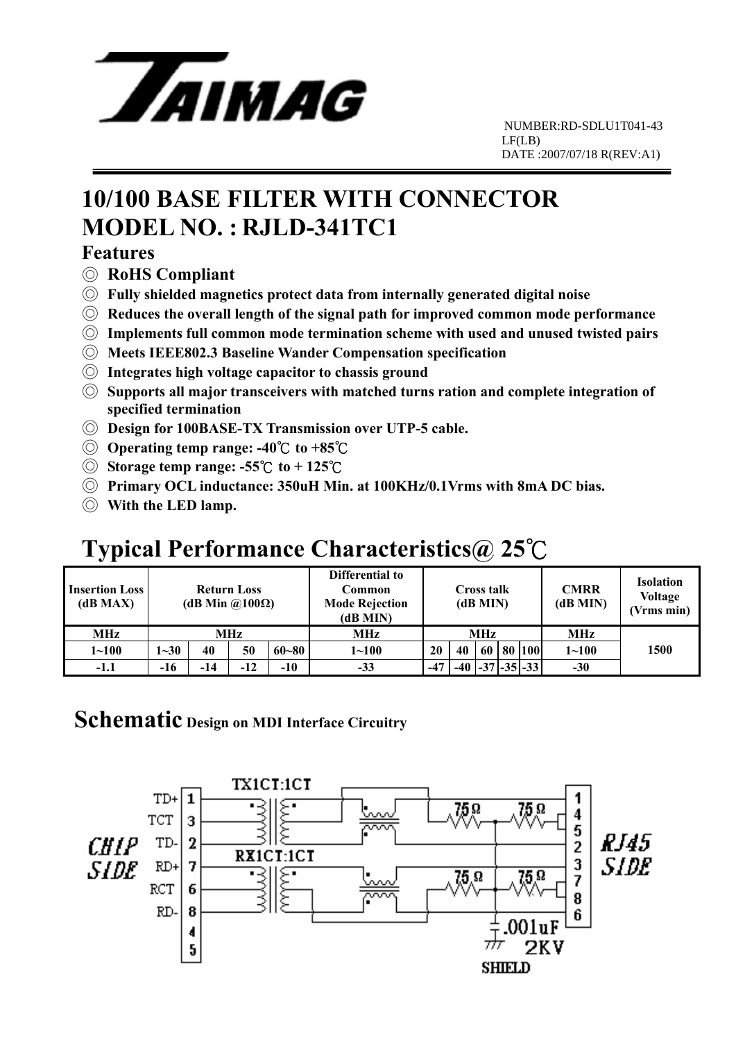NUMBER:RD-SDLU1T041-43 LF(LB)
DATE :2007/07/18 R(REV:A1)

# 10/100 BASE FILTER WITH CONNECTOR
# MODEL NO. : RJLD-341TC1

### Features

- ◎ **RoHS Compliant**
- ◎ **Fully shielded magnetics protect data from internally generated digital noise**
- ◎ **Reduces the overall length of the signal path for improved common mode performance**
- ◎ **Implements full common mode termination scheme with used and unused twisted pairs**
- ◎ **Meets IEEE802.3 Baseline Wander Compensation specification**
- ◎ **Integrates high voltage capacitor to chassis ground**
- ◎ **Supports all major transceivers with matched turns ration and complete integration of specified termination**
- ◎ **Design for 100BASE-TX Transmission over UTP-5 cable.**
- ◎ **Operating temp range: -40℃ to +85℃**
- ◎ **Storage temp range: -55℃ to + 125℃**
- ◎ **Primary OCL inductance: 350uH Min. at 100KHz/0.1Vrms with 8mA DC bias.**
- ◎ **With the LED lamp.**

## Typical Performance Characteristics@ 25℃

| Insertion Loss (dB MAX) | Return Loss (dB Min @100Ω) | | | | Differential to Common Mode Rejection (dB MIN) | Cross talk (dB MIN) | | | | | CMRR (dB MIN) | Isolation Voltage (Vrms min) |
|---|---|---|---|---|---|---|---|---|---|---|---|---|
| MHz | MHz | | | | MHz | MHz | | | | | MHz | 1500 |
| 1~100 | 1~30 | 40 | 50 | 60~80 | 1~100 | 20 | 40 | 60 | 80 | 100 | 1~100 | |
| -1.1 | -16 | -14 | -12 | -10 | -33 | -47 | -40 | -37 | -35 | -33 | -30 | |

## Schematic Design on MDI Interface Circuitry

CHIP SIDE: TD+ 1, TCT 3, TD- 2, RD+ 7, RCT 6, RD- 8, 4, 5

TX1CT:1CT

RX1CT:1CT

75Ω 75Ω 75Ω 75Ω

.001uF 2KV

SHIELD

RJ45 SIDE: 1, 4, 5, 2, 3, 7, 8, 6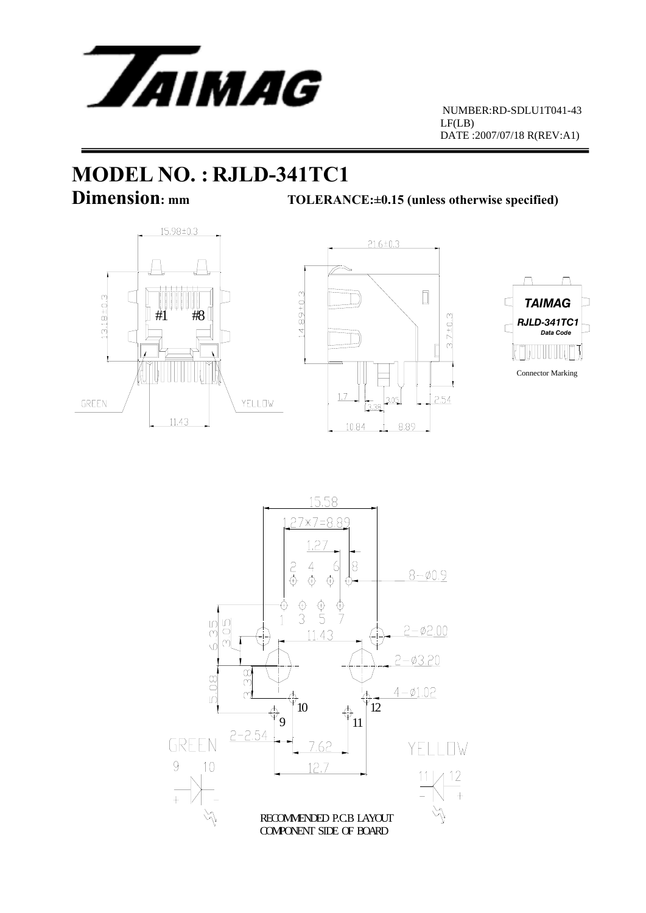NUMBER:RD-SDLU1T041-43 LF(LB)
DATE :2007/07/18 R(REV:A1)

# MODEL NO. : RJLD-341TC1

## Dimension: mm

**TOLERANCE:±0.15 (unless otherwise specified)**

15.98±0.3

13.18±0.3

#1 #8

GREEN

YELLOW

11.43

21.6±0.3

14.89±0.3

3.7±0.3

1.7

3.38

3.05

2.54

10.84

8.89

TAIMAG

RJLD-341TC1

Data Code

Connector Marking

15.58

1.27×7=8.89

1.27

2 4 6 8

8−ø0.9

1 3 5 7

6.35

3.05

11.43

2−ø2.00

2−ø3.20

5.08

3.38

4−ø1.02

10

12

9

11

2−2.54

7.62

12.7

GREEN

9 10

\+ −

YELLOW

11 12

− +

RECOMMENDED P.C.B LAYOUT
COMPONENT SIDE OF BOARD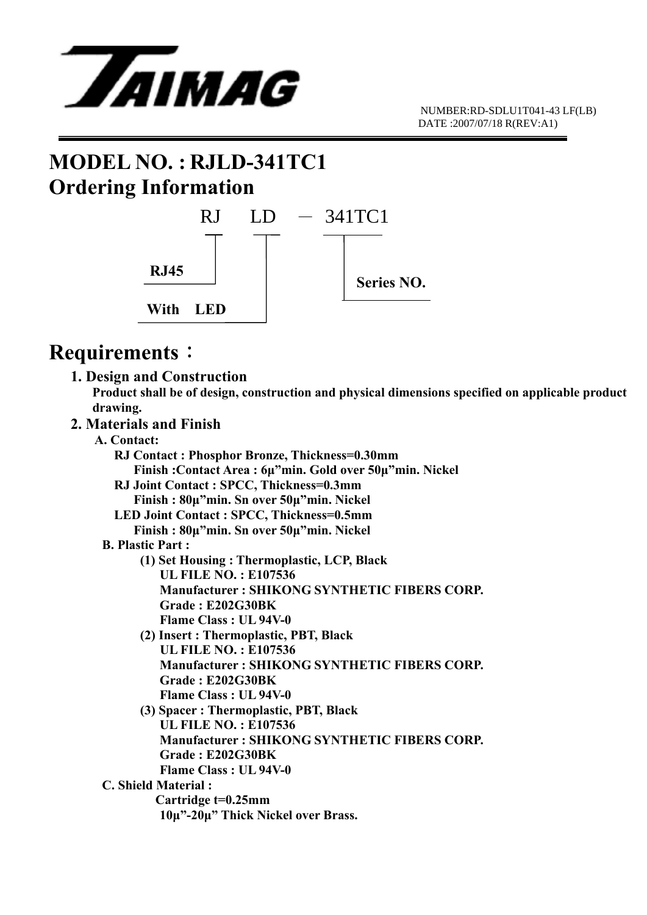NUMBER:RD-SDLU1T041-43 LF(LB)
DATE :2007/07/18 R(REV:A1)

# MODEL NO. : RJLD-341TC1

# Ordering Information

RJ LD － 341TC1

- RJ45
- With LED
- Series NO.

## Requirements：

### 1. Design and Construction

**Product shall be of design, construction and physical dimensions specified on applicable product drawing.**

### 2. Materials and Finish

**A. Contact:**

**RJ Contact : Phosphor Bronze, Thickness=0.30mm**
**Finish :Contact Area : 6μ"min. Gold over 50μ"min. Nickel**
**RJ Joint Contact : SPCC, Thickness=0.3mm**
**Finish : 80μ"min. Sn over 50μ"min. Nickel**
**LED Joint Contact : SPCC, Thickness=0.5mm**
**Finish : 80μ"min. Sn over 50μ"min. Nickel**

**B. Plastic Part :**

**(1) Set Housing : Thermoplastic, LCP, Black**
**UL FILE NO. : E107536**
**Manufacturer : SHIKONG SYNTHETIC FIBERS CORP.**
**Grade : E202G30BK**
**Flame Class : UL 94V-0**

**(2) Insert : Thermoplastic, PBT, Black**
**UL FILE NO. : E107536**
**Manufacturer : SHIKONG SYNTHETIC FIBERS CORP.**
**Grade : E202G30BK**
**Flame Class : UL 94V-0**

**(3) Spacer : Thermoplastic, PBT, Black**
**UL FILE NO. : E107536**
**Manufacturer : SHIKONG SYNTHETIC FIBERS CORP.**
**Grade : E202G30BK**
**Flame Class : UL 94V-0**

**C. Shield Material :**

**Cartridge t=0.25mm**
**10μ"-20μ" Thick Nickel over Brass.**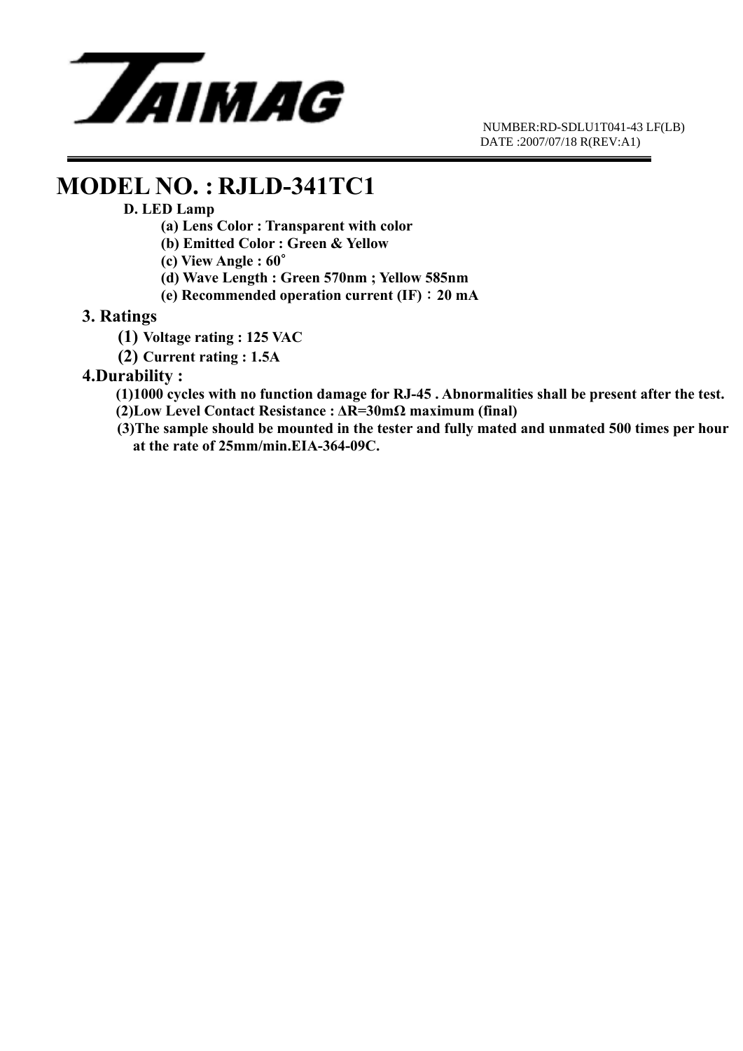NUMBER:RD-SDLU1T041-43 LF(LB)
DATE :2007/07/18 R(REV:A1)

# MODEL NO. : RJLD-341TC1

**D. LED Lamp**

- **(a) Lens Color : Transparent with color**
- **(b) Emitted Color : Green & Yellow**
- **(c) View Angle : 60°**
- **(d) Wave Length : Green 570nm ; Yellow 585nm**
- **(e) Recommended operation current (IF)：20 mA**

## 3. Ratings

**(1) Voltage rating : 125 VAC**

**(2) Current rating : 1.5A**

## 4.Durability :

**(1)1000 cycles with no function damage for RJ-45 . Abnormalities shall be present after the test.**

**(2)Low Level Contact Resistance : ΔR=30mΩ maximum (final)**

**(3)The sample should be mounted in the tester and fully mated and unmated 500 times per hour at the rate of 25mm/min.EIA-364-09C.**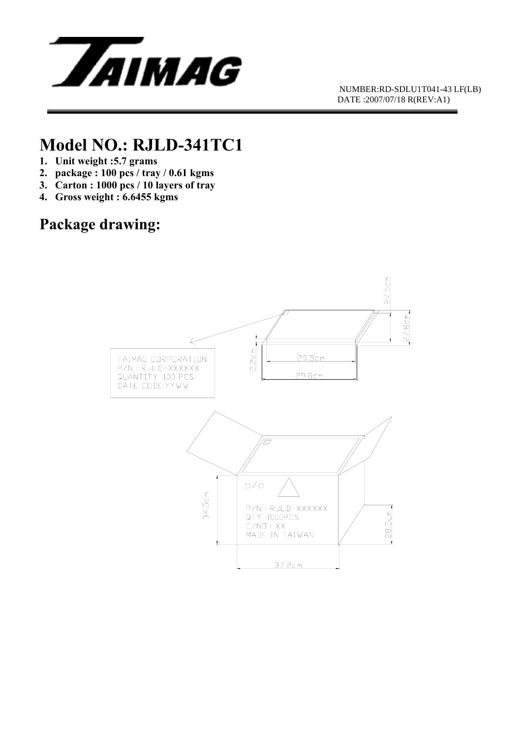NUMBER:RD-SDLU1T041-43 LF(LB)
DATE :2007/07/18 R(REV:A1)

# Model NO.: RJLD-341TC1

1. **Unit weight :5.7 grams**
2. **package : 100 pcs / tray / 0.61 kgms**
3. **Carton : 1000 pcs / 10 layers of tray**
4. **Gross weight : 6.6455 kgms**

## Package drawing:

27.5cm
27.8cm
2.2cm
29.5cm
29.8cm

TAIMAG CORPORATION
P/N : RJLD-XXXXXX
QUANTITY :100 PCS
DATE CODE:YYWW

p/o

P/N : RJLD-XXXXXX
QTY :1000PCS
C/NO : XX
MADE IN TAIWAN

34.5cm
28.5cm
37.2cm